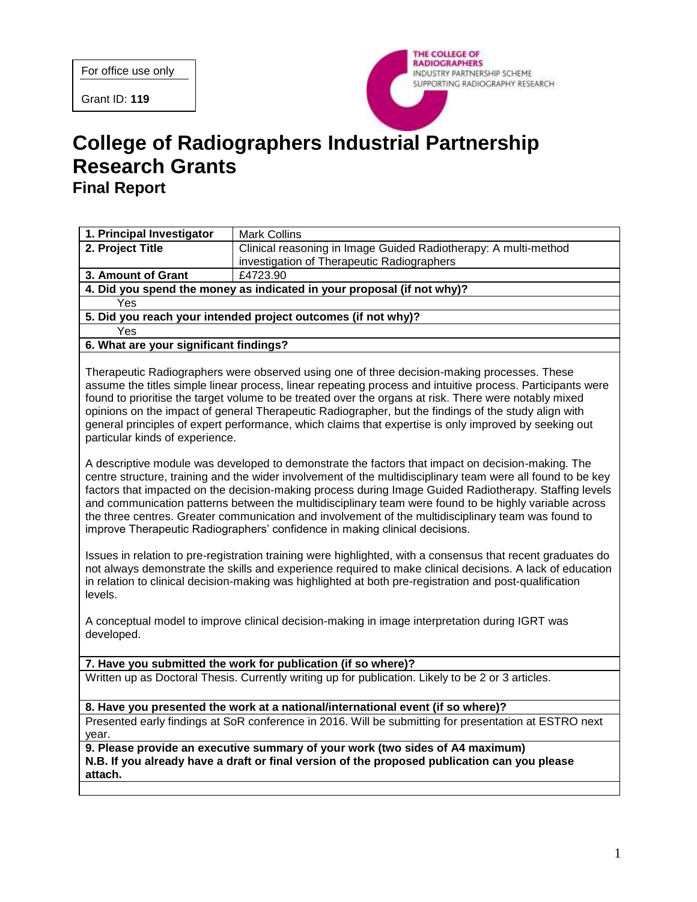For office use only

Grant ID: **119**

THE COLLEGE OF RADIOGRAPHERS
INDUSTRY PARTNERSHIP SCHEME
SUPPORTING RADIOGRAPHY RESEARCH

# College of Radiographers Industrial Partnership Research Grants

## Final Report

| **1. Principal Investigator** | Mark Collins |
|---|---|
| **2. Project Title** | Clinical reasoning in Image Guided Radiotherapy: A multi-method investigation of Therapeutic Radiographers |
| **3. Amount of Grant** | £4723.90 |

**4. Did you spend the money as indicated in your proposal (if not why)?**

Yes

**5. Did you reach your intended project outcomes (if not why)?**

Yes

**6. What are your significant findings?**

Therapeutic Radiographers were observed using one of three decision-making processes. These assume the titles simple linear process, linear repeating process and intuitive process. Participants were found to prioritise the target volume to be treated over the organs at risk. There were notably mixed opinions on the impact of general Therapeutic Radiographer, but the findings of the study align with general principles of expert performance, which claims that expertise is only improved by seeking out particular kinds of experience.

A descriptive module was developed to demonstrate the factors that impact on decision-making. The centre structure, training and the wider involvement of the multidisciplinary team were all found to be key factors that impacted on the decision-making process during Image Guided Radiotherapy. Staffing levels and communication patterns between the multidisciplinary team were found to be highly variable across the three centres. Greater communication and involvement of the multidisciplinary team was found to improve Therapeutic Radiographers' confidence in making clinical decisions.

Issues in relation to pre-registration training were highlighted, with a consensus that recent graduates do not always demonstrate the skills and experience required to make clinical decisions. A lack of education in relation to clinical decision-making was highlighted at both pre-registration and post-qualification levels.

A conceptual model to improve clinical decision-making in image interpretation during IGRT was developed.

**7. Have you submitted the work for publication (if so where)?**

Written up as Doctoral Thesis. Currently writing up for publication. Likely to be 2 or 3 articles.

**8. Have you presented the work at a national/international event (if so where)?**

Presented early findings at SoR conference in 2016. Will be submitting for presentation at ESTRO next year.

**9. Please provide an executive summary of your work (two sides of A4 maximum)**
**N.B. If you already have a draft or final version of the proposed publication can you please attach.**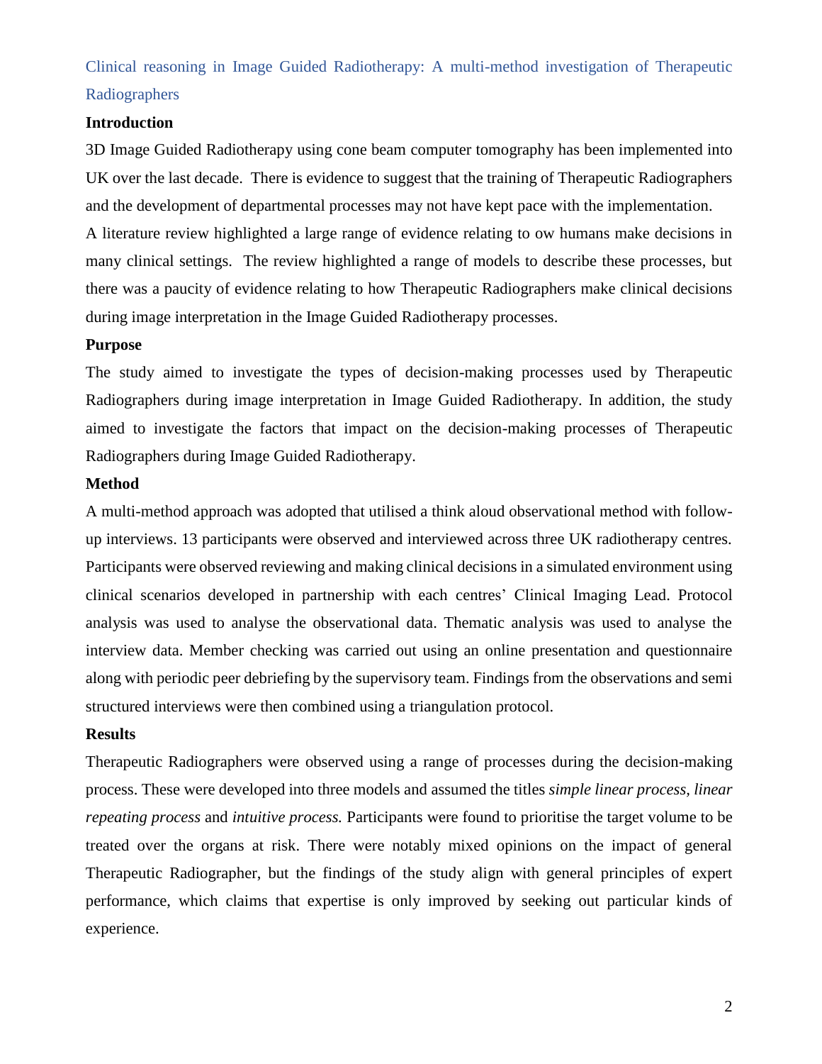# Clinical reasoning in Image Guided Radiotherapy: A multi-method investigation of Therapeutic Radiographers

## Introduction

3D Image Guided Radiotherapy using cone beam computer tomography has been implemented into UK over the last decade. There is evidence to suggest that the training of Therapeutic Radiographers and the development of departmental processes may not have kept pace with the implementation.

A literature review highlighted a large range of evidence relating to ow humans make decisions in many clinical settings. The review highlighted a range of models to describe these processes, but there was a paucity of evidence relating to how Therapeutic Radiographers make clinical decisions during image interpretation in the Image Guided Radiotherapy processes.

## Purpose

The study aimed to investigate the types of decision-making processes used by Therapeutic Radiographers during image interpretation in Image Guided Radiotherapy. In addition, the study aimed to investigate the factors that impact on the decision-making processes of Therapeutic Radiographers during Image Guided Radiotherapy.

## Method

A multi-method approach was adopted that utilised a think aloud observational method with follow-up interviews. 13 participants were observed and interviewed across three UK radiotherapy centres. Participants were observed reviewing and making clinical decisions in a simulated environment using clinical scenarios developed in partnership with each centres' Clinical Imaging Lead. Protocol analysis was used to analyse the observational data. Thematic analysis was used to analyse the interview data. Member checking was carried out using an online presentation and questionnaire along with periodic peer debriefing by the supervisory team. Findings from the observations and semi structured interviews were then combined using a triangulation protocol.

## Results

Therapeutic Radiographers were observed using a range of processes during the decision-making process. These were developed into three models and assumed the titles *simple linear process, linear repeating process* and *intuitive process.* Participants were found to prioritise the target volume to be treated over the organs at risk. There were notably mixed opinions on the impact of general Therapeutic Radiographer, but the findings of the study align with general principles of expert performance, which claims that expertise is only improved by seeking out particular kinds of experience.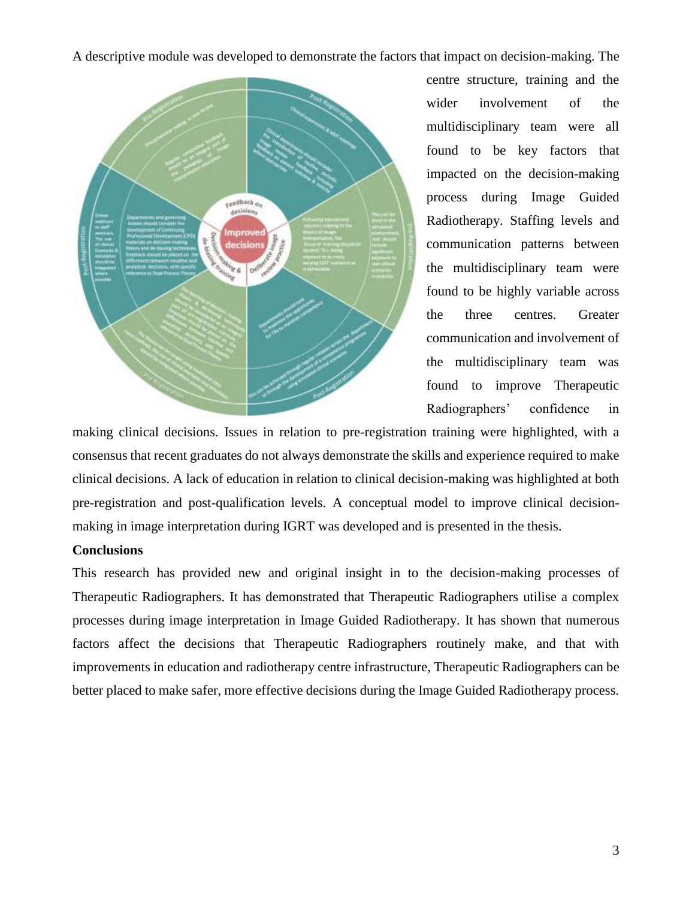A descriptive module was developed to demonstrate the factors that impact on decision-making. The centre structure, training and the wider involvement of the multidisciplinary team were all found to be key factors that impacted on the decision-making process during Image Guided Radiotherapy. Staffing levels and communication patterns between the multidisciplinary team were found to be highly variable across the three centres. Greater communication and involvement of the multidisciplinary team was found to improve Therapeutic Radiographers' confidence in making clinical decisions. Issues in relation to pre-registration training were highlighted, with a consensus that recent graduates do not always demonstrate the skills and experience required to make clinical decisions. A lack of education in relation to clinical decision-making was highlighted at both pre-registration and post-qualification levels. A conceptual model to improve clinical decision-making in image interpretation during IGRT was developed and is presented in the thesis.

**Conclusions**

This research has provided new and original insight in to the decision-making processes of Therapeutic Radiographers. It has demonstrated that Therapeutic Radiographers utilise a complex processes during image interpretation in Image Guided Radiotherapy. It has shown that numerous factors affect the decisions that Therapeutic Radiographers routinely make, and that with improvements in education and radiotherapy centre infrastructure, Therapeutic Radiographers can be better placed to make safer, more effective decisions during the Image Guided Radiotherapy process.